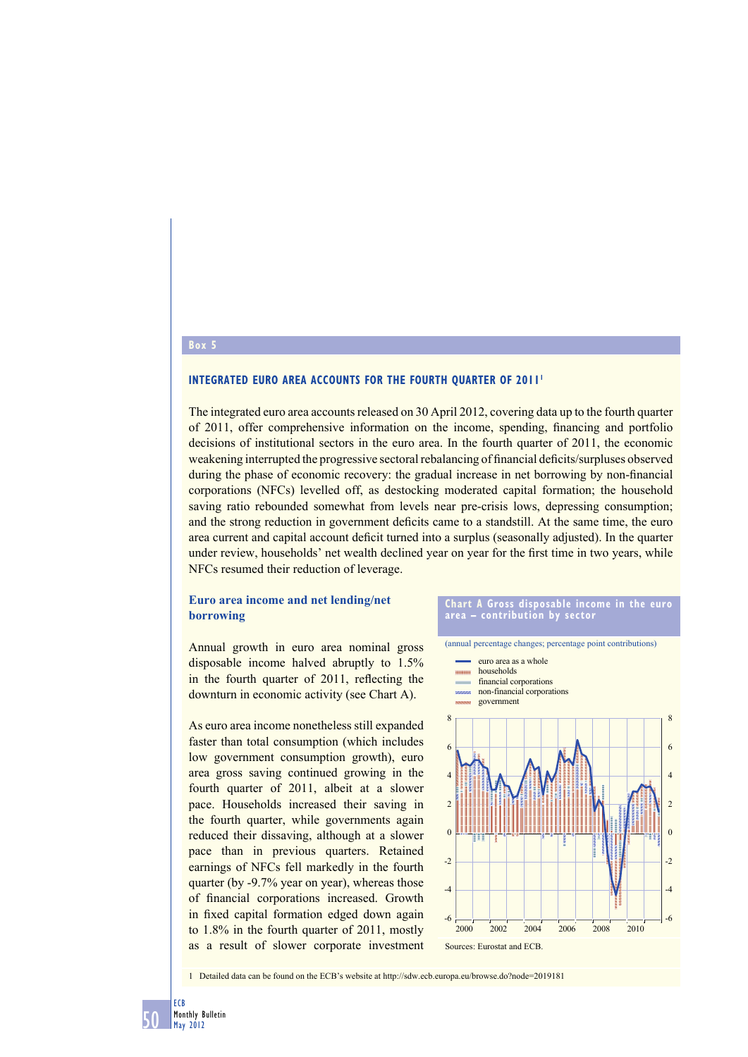Box 5

## INTEGRATED EURO AREA ACCOUNTS FOR THE FOURTH QUARTER OF 2011[1]

The integrated euro area accounts released on 30 April 2012, covering data up to the fourth quarter of 2011, offer comprehensive information on the income, spending, financing and portfolio decisions of institutional sectors in the euro area. In the fourth quarter of 2011, the economic weakening interrupted the progressive sectoral rebalancing of financial deficits/surpluses observed during the phase of economic recovery: the gradual increase in net borrowing by non-financial corporations (NFCs) levelled off, as destocking moderated capital formation; the household saving ratio rebounded somewhat from levels near pre-crisis lows, depressing consumption; and the strong reduction in government deficits came to a standstill. At the same time, the euro area current and capital account deficit turned into a surplus (seasonally adjusted). In the quarter under review, households' net wealth declined year on year for the first time in two years, while NFCs resumed their reduction of leverage.

### Euro area income and net lending/net borrowing

Annual growth in euro area nominal gross disposable income halved abruptly to 1.5% in the fourth quarter of 2011, reflecting the downturn in economic activity (see Chart A).

As euro area income nonetheless still expanded faster than total consumption (which includes low government consumption growth), euro area gross saving continued growing in the fourth quarter of 2011, albeit at a slower pace. Households increased their saving in the fourth quarter, while governments again reduced their dissaving, although at a slower pace than in previous quarters. Retained earnings of NFCs fell markedly in the fourth quarter (by -9.7% year on year), whereas those of financial corporations increased. Growth in fixed capital formation edged down again to 1.8% in the fourth quarter of 2011, mostly as a result of slower corporate investment

**Chart A Gross disposable income in the euro area – contribution by sector**

(annual percentage changes; percentage point contributions)

Sources: Eurostat and ECB.

1 Detailed data can be found on the ECB's website at http://sdw.ecb.europa.eu/browse.do?node=2019181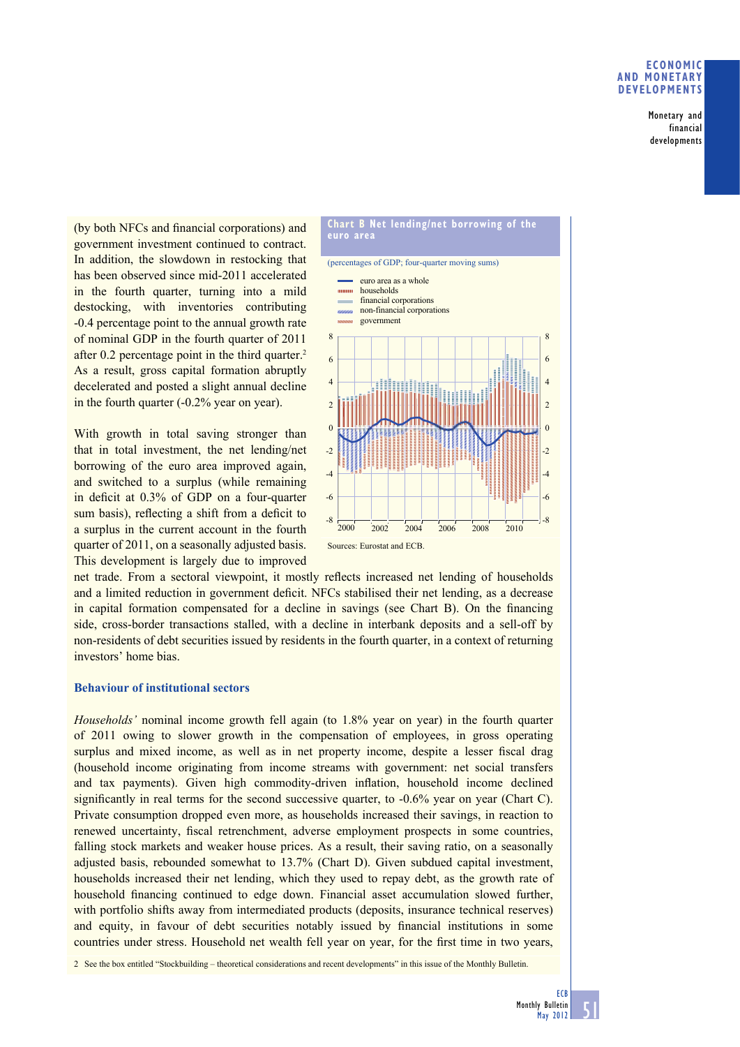(by both NFCs and financial corporations) and government investment continued to contract. In addition, the slowdown in restocking that has been observed since mid-2011 accelerated in the fourth quarter, turning into a mild destocking, with inventories contributing -0.4 percentage point to the annual growth rate of nominal GDP in the fourth quarter of 2011 after 0.2 percentage point in the third quarter.[2] As a result, gross capital formation abruptly decelerated and posted a slight annual decline in the fourth quarter (-0.2% year on year).

With growth in total saving stronger than that in total investment, the net lending/net borrowing of the euro area improved again, and switched to a surplus (while remaining in deficit at 0.3% of GDP on a four-quarter sum basis), reflecting a shift from a deficit to a surplus in the current account in the fourth quarter of 2011, on a seasonally adjusted basis. This development is largely due to improved net trade. From a sectoral viewpoint, it mostly reflects increased net lending of households and a limited reduction in government deficit. NFCs stabilised their net lending, as a decrease in capital formation compensated for a decline in savings (see Chart B). On the financing side, cross-border transactions stalled, with a decline in interbank deposits and a sell-off by non-residents of debt securities issued by residents in the fourth quarter, in a context of returning investors' home bias.

**Chart B Net lending/net borrowing of the euro area**

(percentages of GDP; four-quarter moving sums)

- euro area as a whole
- households
- financial corporations
- non-financial corporations
- government

Sources: Eurostat and ECB.

### Behaviour of institutional sectors

*Households'* nominal income growth fell again (to 1.8% year on year) in the fourth quarter of 2011 owing to slower growth in the compensation of employees, in gross operating surplus and mixed income, as well as in net property income, despite a lesser fiscal drag (household income originating from income streams with government: net social transfers and tax payments). Given high commodity-driven inflation, household income declined significantly in real terms for the second successive quarter, to -0.6% year on year (Chart C). Private consumption dropped even more, as households increased their savings, in reaction to renewed uncertainty, fiscal retrenchment, adverse employment prospects in some countries, falling stock markets and weaker house prices. As a result, their saving ratio, on a seasonally adjusted basis, rebounded somewhat to 13.7% (Chart D). Given subdued capital investment, households increased their net lending, which they used to repay debt, as the growth rate of household financing continued to edge down. Financial asset accumulation slowed further, with portfolio shifts away from intermediated products (deposits, insurance technical reserves) and equity, in favour of debt securities notably issued by financial institutions in some countries under stress. Household net wealth fell year on year, for the first time in two years,

2 See the box entitled "Stockbuilding – theoretical considerations and recent developments" in this issue of the Monthly Bulletin.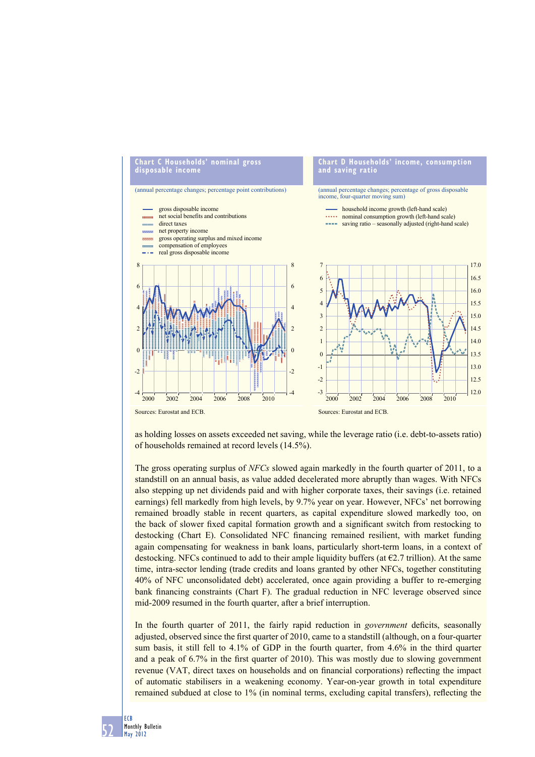**Chart C Households' nominal gross disposable income**

(annual percentage changes; percentage point contributions)

- gross disposable income
- net social benefits and contributions
- direct taxes
- net property income
- gross operating surplus and mixed income
- compensation of employees
- real gross disposable income

Sources: Eurostat and ECB.

**Chart D Households' income, consumption and saving ratio**

(annual percentage changes; percentage of gross disposable income, four-quarter moving sum)

- household income growth (left-hand scale)
- nominal consumption growth (left-hand scale)
- saving ratio – seasonally adjusted (right-hand scale)

Sources: Eurostat and ECB.

as holding losses on assets exceeded net saving, while the leverage ratio (i.e. debt-to-assets ratio) of households remained at record levels (14.5%).

The gross operating surplus of *NFCs* slowed again markedly in the fourth quarter of 2011, to a standstill on an annual basis, as value added decelerated more abruptly than wages. With NFCs also stepping up net dividends paid and with higher corporate taxes, their savings (i.e. retained earnings) fell markedly from high levels, by 9.7% year on year. However, NFCs' net borrowing remained broadly stable in recent quarters, as capital expenditure slowed markedly too, on the back of slower fixed capital formation growth and a significant switch from restocking to destocking (Chart E). Consolidated NFC financing remained resilient, with market funding again compensating for weakness in bank loans, particularly short-term loans, in a context of destocking. NFCs continued to add to their ample liquidity buffers (at €2.7 trillion). At the same time, intra-sector lending (trade credits and loans granted by other NFCs, together constituting 40% of NFC unconsolidated debt) accelerated, once again providing a buffer to re-emerging bank financing constraints (Chart F). The gradual reduction in NFC leverage observed since mid-2009 resumed in the fourth quarter, after a brief interruption.

In the fourth quarter of 2011, the fairly rapid reduction in *government* deficits, seasonally adjusted, observed since the first quarter of 2010, came to a standstill (although, on a four-quarter sum basis, it still fell to 4.1% of GDP in the fourth quarter, from 4.6% in the third quarter and a peak of 6.7% in the first quarter of 2010). This was mostly due to slowing government revenue (VAT, direct taxes on households and on financial corporations) reflecting the impact of automatic stabilisers in a weakening economy. Year-on-year growth in total expenditure remained subdued at close to 1% (in nominal terms, excluding capital transfers), reflecting the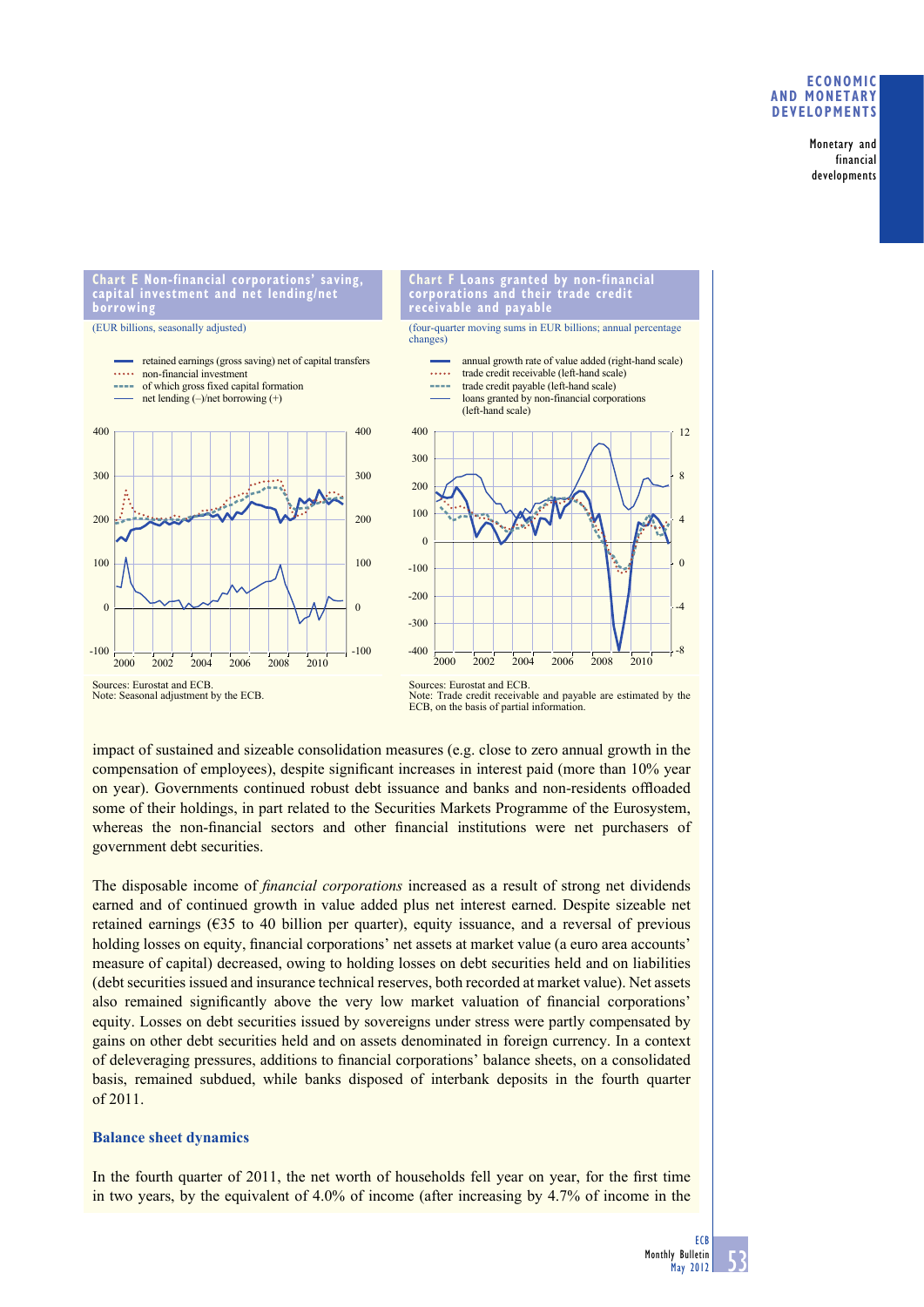**Chart E Non-financial corporations' saving, capital investment and net lending/net borrowing**

(EUR billions, seasonally adjusted)

- retained earnings (gross saving) net of capital transfers
- non-financial investment
- of which gross fixed capital formation
- net lending (–)/net borrowing (+)

Sources: Eurostat and ECB.
Note: Seasonal adjustment by the ECB.

**Chart F Loans granted by non-financial corporations and their trade credit receivable and payable**

(four-quarter moving sums in EUR billions; annual percentage changes)

- annual growth rate of value added (right-hand scale)
- trade credit receivable (left-hand scale)
- trade credit payable (left-hand scale)
- loans granted by non-financial corporations (left-hand scale)

Sources: Eurostat and ECB.
Note: Trade credit receivable and payable are estimated by the ECB, on the basis of partial information.

impact of sustained and sizeable consolidation measures (e.g. close to zero annual growth in the compensation of employees), despite significant increases in interest paid (more than 10% year on year). Governments continued robust debt issuance and banks and non-residents offloaded some of their holdings, in part related to the Securities Markets Programme of the Eurosystem, whereas the non-financial sectors and other financial institutions were net purchasers of government debt securities.

The disposable income of *financial corporations* increased as a result of strong net dividends earned and of continued growth in value added plus net interest earned. Despite sizeable net retained earnings (€35 to 40 billion per quarter), equity issuance, and a reversal of previous holding losses on equity, financial corporations' net assets at market value (a euro area accounts' measure of capital) decreased, owing to holding losses on debt securities held and on liabilities (debt securities issued and insurance technical reserves, both recorded at market value). Net assets also remained significantly above the very low market valuation of financial corporations' equity. Losses on debt securities issued by sovereigns under stress were partly compensated by gains on other debt securities held and on assets denominated in foreign currency. In a context of deleveraging pressures, additions to financial corporations' balance sheets, on a consolidated basis, remained subdued, while banks disposed of interbank deposits in the fourth quarter of 2011.

### Balance sheet dynamics

In the fourth quarter of 2011, the net worth of households fell year on year, for the first time in two years, by the equivalent of 4.0% of income (after increasing by 4.7% of income in the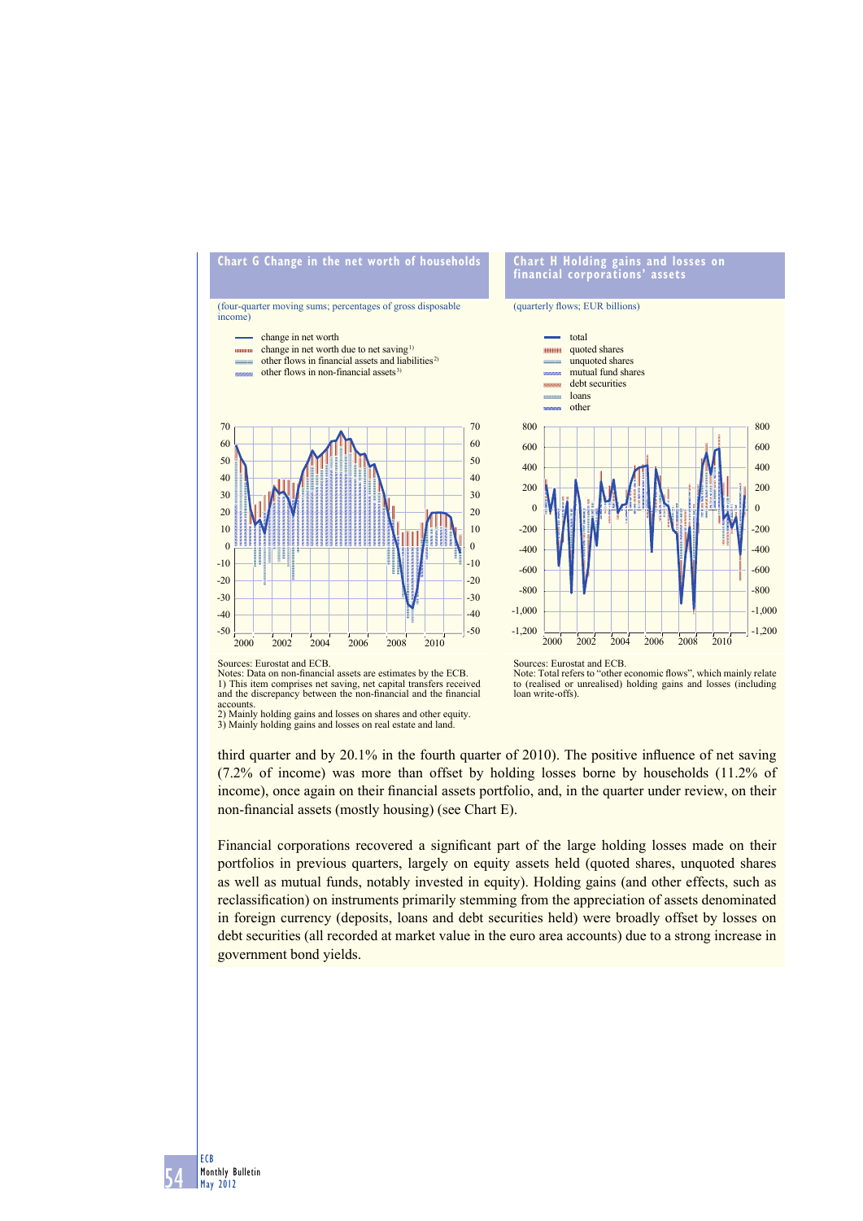## Chart G Change in the net worth of households

(four-quarter moving sums; percentages of gross disposable income)

change in net worth
change in net worth due to net saving 1)
other flows in financial assets and liabilities 2)
other flows in non-financial assets 3)

70
60
50
40
30
20
10
0
-10
-20
-30
-40
-50

2000 2002 2004 2006 2008 2010

Sources: Eurostat and ECB.
Notes: Data on non-financial assets are estimates by the ECB.
1) This item comprises net saving, net capital transfers received and the discrepancy between the non-financial and the financial accounts.
2) Mainly holding gains and losses on shares and other equity.
3) Mainly holding gains and losses on real estate and land.

## Chart H Holding gains and losses on financial corporations' assets

(quarterly flows; EUR billions)

total
quoted shares
unquoted shares
mutual fund shares
debt securities
loans
other

800
600
400
200
0
-200
-400
-600
-800
-1,000
-1,200

2000 2002 2004 2006 2008 2010

Sources: Eurostat and ECB.
Note: Total refers to "other economic flows", which mainly relate to (realised or unrealised) holding gains and losses (including loan write-offs).

third quarter and by 20.1% in the fourth quarter of 2010). The positive influence of net saving (7.2% of income) was more than offset by holding losses borne by households (11.2% of income), once again on their financial assets portfolio, and, in the quarter under review, on their non-financial assets (mostly housing) (see Chart E).

Financial corporations recovered a significant part of the large holding losses made on their portfolios in previous quarters, largely on equity assets held (quoted shares, unquoted shares as well as mutual funds, notably invested in equity). Holding gains (and other effects, such as reclassification) on instruments primarily stemming from the appreciation of assets denominated in foreign currency (deposits, loans and debt securities held) were broadly offset by losses on debt securities (all recorded at market value in the euro area accounts) due to a strong increase in government bond yields.